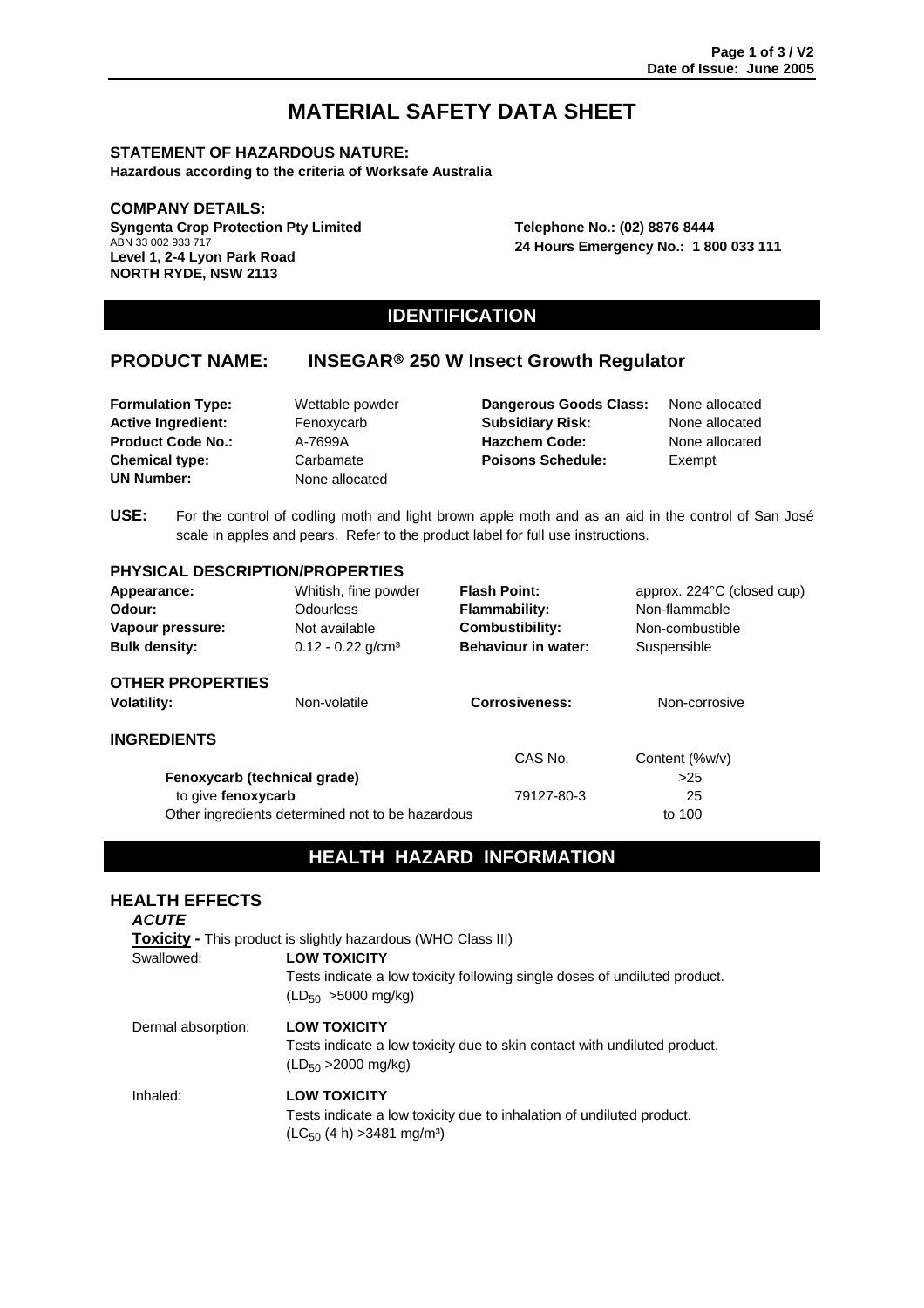# MATERIAL SAFETY DATA SHEET

**STATEMENT OF HAZARDOUS NATURE:**
**Hazardous according to the criteria of Worksafe Australia**

**COMPANY DETAILS:**
**Syngenta Crop Protection Pty Limited**
ABN 33 002 933 717
**Level 1, 2-4 Lyon Park Road**
**NORTH RYDE, NSW 2113**

**Telephone No.: (02) 8876 8444**
**24 Hours Emergency No.: 1 800 033 111**

## IDENTIFICATION

## PRODUCT NAME: INSEGAR® 250 W Insect Growth Regulator

| | | | |
|---|---|---|---|
| **Formulation Type:** | Wettable powder | **Dangerous Goods Class:** | None allocated |
| **Active Ingredient:** | Fenoxycarb | **Subsidiary Risk:** | None allocated |
| **Product Code No.:** | A-7699A | **Hazchem Code:** | None allocated |
| **Chemical type:** | Carbamate | **Poisons Schedule:** | Exempt |
| **UN Number:** | None allocated | | |

**USE:** For the control of codling moth and light brown apple moth and as an aid in the control of San José scale in apples and pears. Refer to the product label for full use instructions.

### PHYSICAL DESCRIPTION/PROPERTIES

| | | | |
|---|---|---|---|
| **Appearance:** | Whitish, fine powder | **Flash Point:** | approx. 224°C (closed cup) |
| **Odour:** | Odourless | **Flammability:** | Non-flammable |
| **Vapour pressure:** | Not available | **Combustibility:** | Non-combustible |
| **Bulk density:** | 0.12 - 0.22 g/cm³ | **Behaviour in water:** | Suspensible |

### OTHER PROPERTIES

| | | | |
|---|---|---|---|
| **Volatility:** | Non-volatile | **Corrosiveness:** | Non-corrosive |

### INGREDIENTS

| | CAS No. | Content (%w/v) |
|---|---|---|
| **Fenoxycarb (technical grade)** | | >25 |
| to give **fenoxycarb** | 79127-80-3 | 25 |
| Other ingredients determined not to be hazardous | | to 100 |

## HEALTH HAZARD INFORMATION

### HEALTH EFFECTS

***ACUTE***

**Toxicity -** This product is slightly hazardous (WHO Class III)

Swallowed: **LOW TOXICITY**
Tests indicate a low toxicity following single doses of undiluted product. ($LD_{50}$ >5000 mg/kg)

Dermal absorption: **LOW TOXICITY**
Tests indicate a low toxicity due to skin contact with undiluted product. ($LD_{50}$ >2000 mg/kg)

Inhaled: **LOW TOXICITY**
Tests indicate a low toxicity due to inhalation of undiluted product. ($LC_{50}$ (4 h) >3481 mg/m³)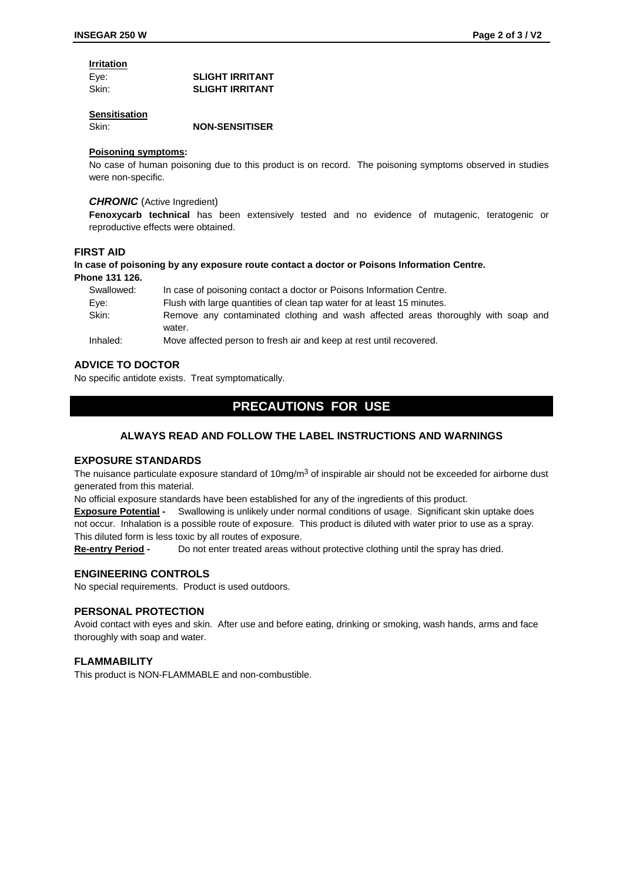**Irritation**

| | |
|---|---|
| Eye: | **SLIGHT IRRITANT** |
| Skin: | **SLIGHT IRRITANT** |

**Sensitisation**

| | |
|---|---|
| Skin: | **NON-SENSITISER** |

**Poisoning symptoms:**

No case of human poisoning due to this product is on record. The poisoning symptoms observed in studies were non-specific.

***CHRONIC*** (Active Ingredient)

**Fenoxycarb technical** has been extensively tested and no evidence of mutagenic, teratogenic or reproductive effects were obtained.

## FIRST AID

**In case of poisoning by any exposure route contact a doctor or Poisons Information Centre. Phone 131 126.**

| | |
|---|---|
| Swallowed: | In case of poisoning contact a doctor or Poisons Information Centre. |
| Eye: | Flush with large quantities of clean tap water for at least 15 minutes. |
| Skin: | Remove any contaminated clothing and wash affected areas thoroughly with soap and water. |
| Inhaled: | Move affected person to fresh air and keep at rest until recovered. |

## ADVICE TO DOCTOR

No specific antidote exists. Treat symptomatically.

# PRECAUTIONS FOR USE

### ALWAYS READ AND FOLLOW THE LABEL INSTRUCTIONS AND WARNINGS

## EXPOSURE STANDARDS

The nuisance particulate exposure standard of 10mg/m$^3$ of inspirable air should not be exceeded for airborne dust generated from this material.

No official exposure standards have been established for any of the ingredients of this product.

**Exposure Potential -** Swallowing is unlikely under normal conditions of usage. Significant skin uptake does not occur. Inhalation is a possible route of exposure. This product is diluted with water prior to use as a spray. This diluted form is less toxic by all routes of exposure.

**Re-entry Period -** Do not enter treated areas without protective clothing until the spray has dried.

## ENGINEERING CONTROLS

No special requirements. Product is used outdoors.

## PERSONAL PROTECTION

Avoid contact with eyes and skin. After use and before eating, drinking or smoking, wash hands, arms and face thoroughly with soap and water.

## FLAMMABILITY

This product is NON-FLAMMABLE and non-combustible.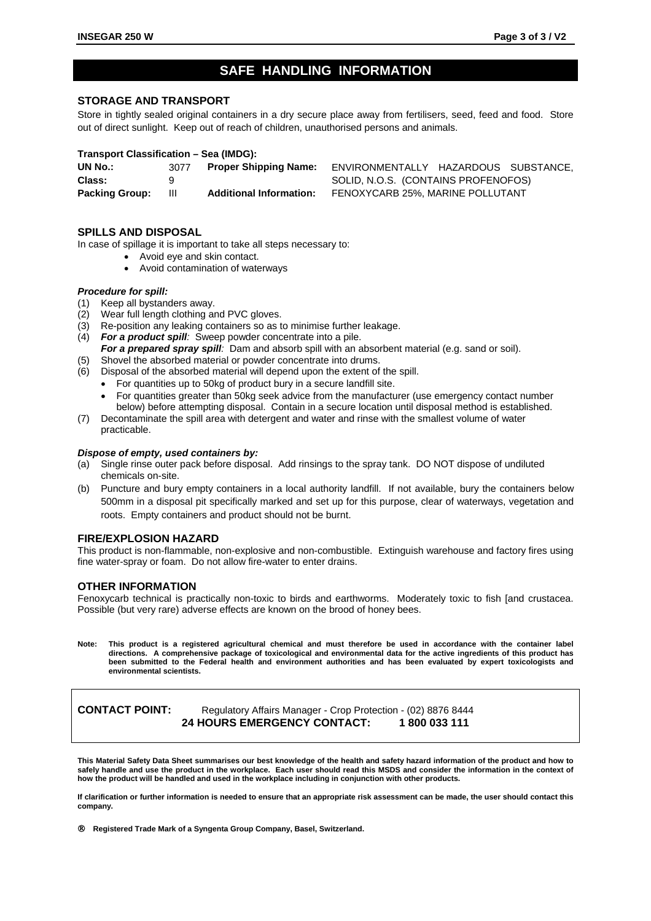## SAFE HANDLING INFORMATION

### STORAGE AND TRANSPORT

Store in tightly sealed original containers in a dry secure place away from fertilisers, seed, feed and food. Store out of direct sunlight. Keep out of reach of children, unauthorised persons and animals.

**Transport Classification – Sea (IMDG):**

| | | | |
|---|---|---|---|
| **UN No.:** | 3077 | **Proper Shipping Name:** | ENVIRONMENTALLY HAZARDOUS SUBSTANCE, |
| **Class:** | 9 | | SOLID, N.O.S. (CONTAINS PROFENOFOS) |
| **Packing Group:** | III | **Additional Information:** | FENOXYCARB 25%, MARINE POLLUTANT |

### SPILLS AND DISPOSAL

In case of spillage it is important to take all steps necessary to:

- Avoid eye and skin contact.
- Avoid contamination of waterways

***Procedure for spill:***

(1) Keep all bystanders away.
(2) Wear full length clothing and PVC gloves.
(3) Re-position any leaking containers so as to minimise further leakage.
(4) ***For a product spill**:* Sweep powder concentrate into a pile.
***For a prepared spray spill**:* Dam and absorb spill with an absorbent material (e.g. sand or soil).
(5) Shovel the absorbed material or powder concentrate into drums.
(6) Disposal of the absorbed material will depend upon the extent of the spill.
- For quantities up to 50kg of product bury in a secure landfill site.
- For quantities greater than 50kg seek advice from the manufacturer (use emergency contact number below) before attempting disposal. Contain in a secure location until disposal method is established.

(7) Decontaminate the spill area with detergent and water and rinse with the smallest volume of water practicable.

***Dispose of empty, used containers by:***

(a) Single rinse outer pack before disposal. Add rinsings to the spray tank. DO NOT dispose of undiluted chemicals on-site.
(b) Puncture and bury empty containers in a local authority landfill. If not available, bury the containers below 500mm in a disposal pit specifically marked and set up for this purpose, clear of waterways, vegetation and roots. Empty containers and product should not be burnt.

### FIRE/EXPLOSION HAZARD

This product is non-flammable, non-explosive and non-combustible. Extinguish warehouse and factory fires using fine water-spray or foam. Do not allow fire-water to enter drains.

### OTHER INFORMATION

Fenoxycarb technical is practically non-toxic to birds and earthworms. Moderately toxic to fish [and crustacea. Possible (but very rare) adverse effects are known on the brood of honey bees.

**Note: This product is a registered agricultural chemical and must therefore be used in accordance with the container label directions. A comprehensive package of toxicological and environmental data for the active ingredients of this product has been submitted to the Federal health and environment authorities and has been evaluated by expert toxicologists and environmental scientists.**

**CONTACT POINT:** Regulatory Affairs Manager - Crop Protection - (02) 8876 8444
**24 HOURS EMERGENCY CONTACT: 1 800 033 111**

**This Material Safety Data Sheet summarises our best knowledge of the health and safety hazard information of the product and how to safely handle and use the product in the workplace. Each user should read this MSDS and consider the information in the context of how the product will be handled and used in the workplace including in conjunction with other products.**

**If clarification or further information is needed to ensure that an appropriate risk assessment can be made, the user should contact this company.**

® **Registered Trade Mark of a Syngenta Group Company, Basel, Switzerland.**